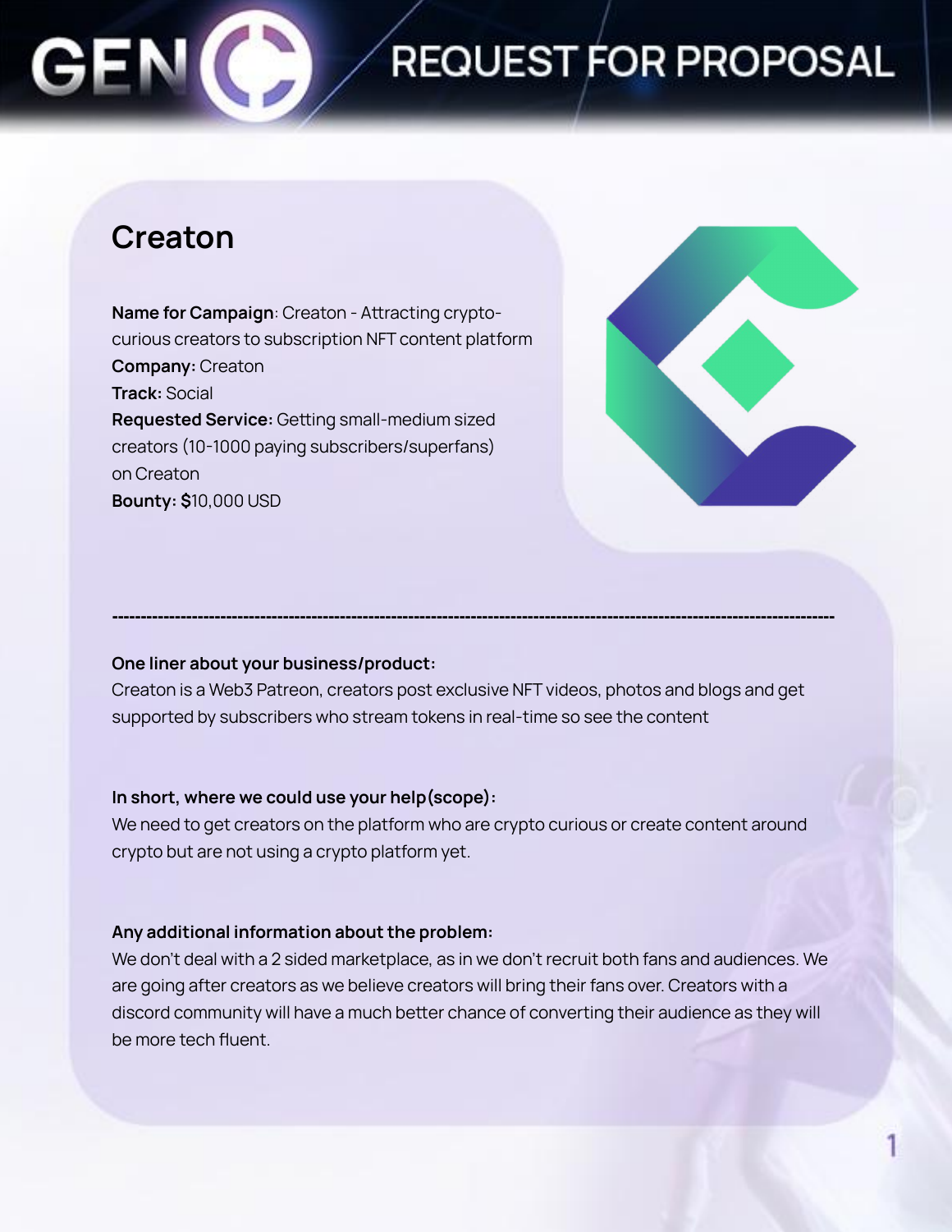# REQUEST FOR PROPOSAL

## Creaton

**Name for Campaign**: Creaton - Attracting crypto-curious creators to subscription NFT content platform
**Company:** Creaton
**Track:** Social
**Requested Service:** Getting small-medium sized creators (10-1000 paying subscribers/superfans) on Creaton
**Bounty: $**10,000 USD

---

**One liner about your business/product:**
Creaton is a Web3 Patreon, creators post exclusive NFT videos, photos and blogs and get supported by subscribers who stream tokens in real-time so see the content

**In short, where we could use your help(scope):**
We need to get creators on the platform who are crypto curious or create content around crypto but are not using a crypto platform yet.

**Any additional information about the problem:**
We don't deal with a 2 sided marketplace, as in we don't recruit both fans and audiences. We are going after creators as we believe creators will bring their fans over. Creators with a discord community will have a much better chance of converting their audience as they will be more tech fluent.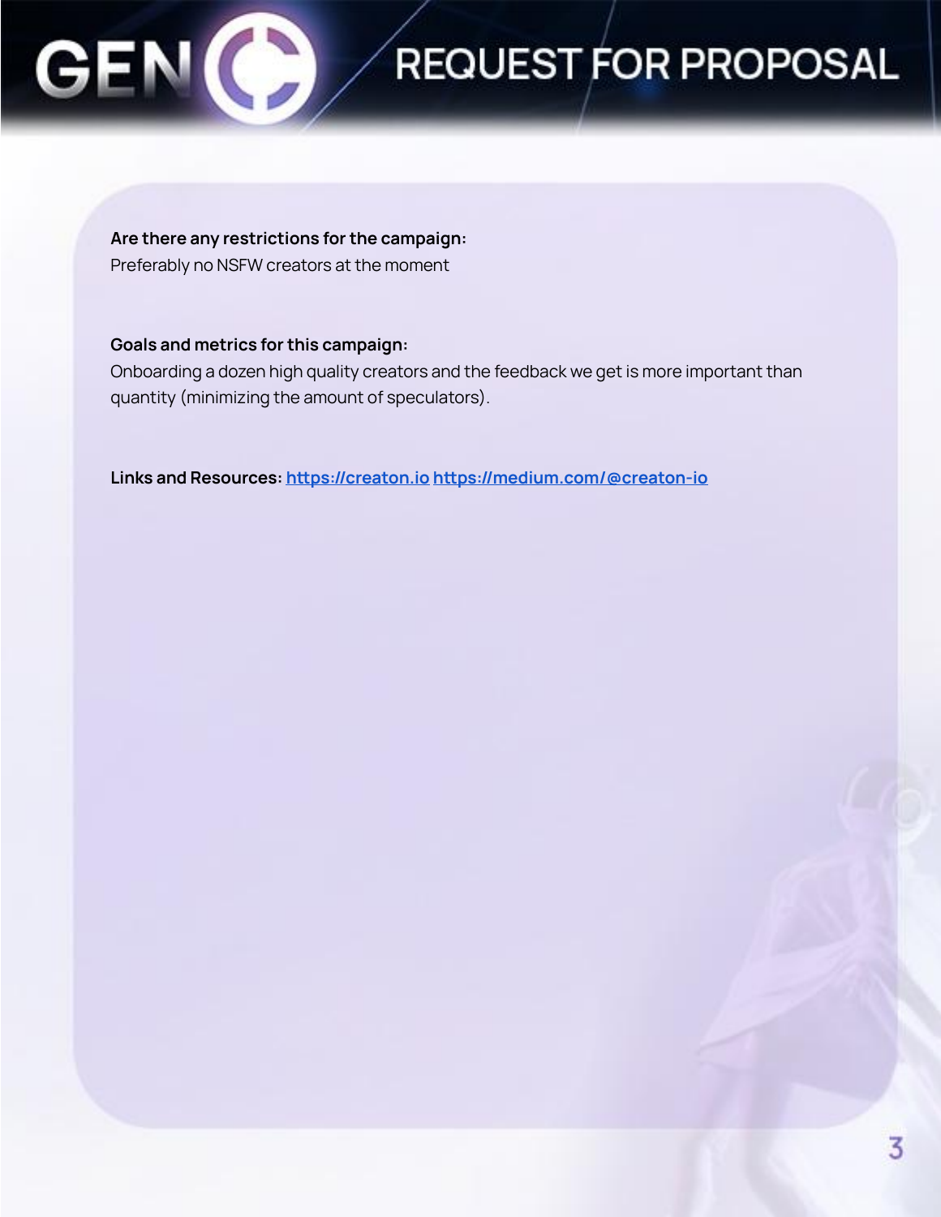**Are there any restrictions for the campaign:**
Preferably no NSFW creators at the moment

**Goals and metrics for this campaign:**
Onboarding a dozen high quality creators and the feedback we get is more important than quantity (minimizing the amount of speculators).

**Links and Resources:** https://creaton.io https://medium.com/@creaton-io